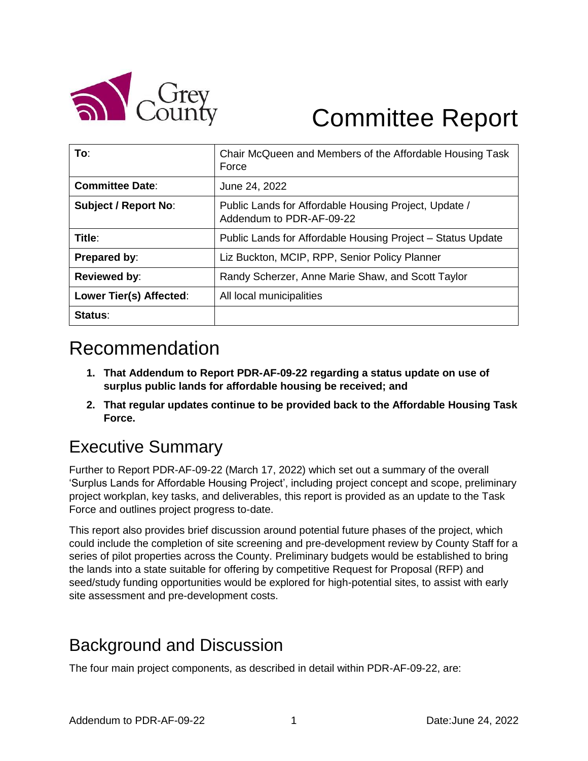# Committee Report

| To: | Chair McQueen and Members of the Affordable Housing Task Force |
|---|---|
| Committee Date: | June 24, 2022 |
| Subject / Report No: | Public Lands for Affordable Housing Project, Update / Addendum to PDR-AF-09-22 |
| Title: | Public Lands for Affordable Housing Project – Status Update |
| Prepared by: | Liz Buckton, MCIP, RPP, Senior Policy Planner |
| Reviewed by: | Randy Scherzer, Anne Marie Shaw, and Scott Taylor |
| Lower Tier(s) Affected: | All local municipalities |
| Status: | |

## Recommendation

1. **That Addendum to Report PDR-AF-09-22 regarding a status update on use of surplus public lands for affordable housing be received; and**
2. **That regular updates continue to be provided back to the Affordable Housing Task Force.**

## Executive Summary

Further to Report PDR-AF-09-22 (March 17, 2022) which set out a summary of the overall 'Surplus Lands for Affordable Housing Project', including project concept and scope, preliminary project workplan, key tasks, and deliverables, this report is provided as an update to the Task Force and outlines project progress to-date.

This report also provides brief discussion around potential future phases of the project, which could include the completion of site screening and pre-development review by County Staff for a series of pilot properties across the County. Preliminary budgets would be established to bring the lands into a state suitable for offering by competitive Request for Proposal (RFP) and seed/study funding opportunities would be explored for high-potential sites, to assist with early site assessment and pre-development costs.

## Background and Discussion

The four main project components, as described in detail within PDR-AF-09-22, are: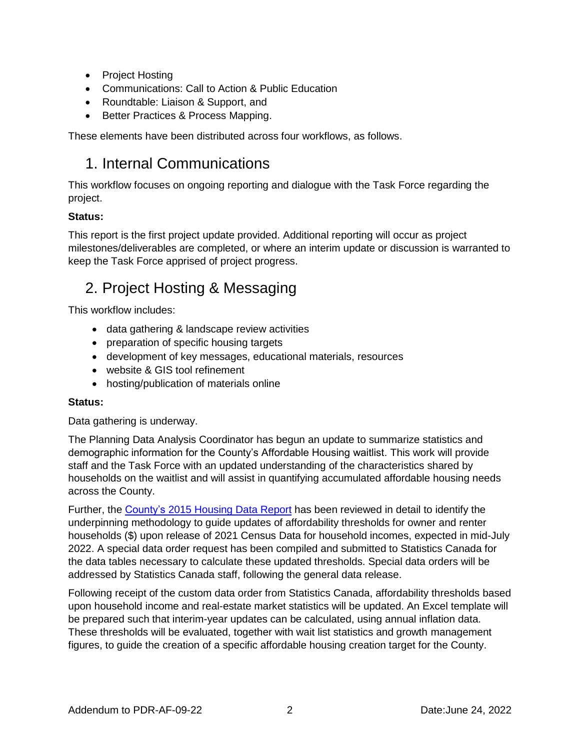- Project Hosting
- Communications: Call to Action & Public Education
- Roundtable: Liaison & Support, and
- Better Practices & Process Mapping.

These elements have been distributed across four workflows, as follows.

## 1. Internal Communications

This workflow focuses on ongoing reporting and dialogue with the Task Force regarding the project.

**Status:**

This report is the first project update provided. Additional reporting will occur as project milestones/deliverables are completed, or where an interim update or discussion is warranted to keep the Task Force apprised of project progress.

## 2. Project Hosting & Messaging

This workflow includes:

- data gathering & landscape review activities
- preparation of specific housing targets
- development of key messages, educational materials, resources
- website & GIS tool refinement
- hosting/publication of materials online

**Status:**

Data gathering is underway.

The Planning Data Analysis Coordinator has begun an update to summarize statistics and demographic information for the County's Affordable Housing waitlist. This work will provide staff and the Task Force with an updated understanding of the characteristics shared by households on the waitlist and will assist in quantifying accumulated affordable housing needs across the County.

Further, the County's 2015 Housing Data Report has been reviewed in detail to identify the underpinning methodology to guide updates of affordability thresholds for owner and renter households ($) upon release of 2021 Census Data for household incomes, expected in mid-July 2022. A special data order request has been compiled and submitted to Statistics Canada for the data tables necessary to calculate these updated thresholds. Special data orders will be addressed by Statistics Canada staff, following the general data release.

Following receipt of the custom data order from Statistics Canada, affordability thresholds based upon household income and real-estate market statistics will be updated. An Excel template will be prepared such that interim-year updates can be calculated, using annual inflation data. These thresholds will be evaluated, together with wait list statistics and growth management figures, to guide the creation of a specific affordable housing creation target for the County.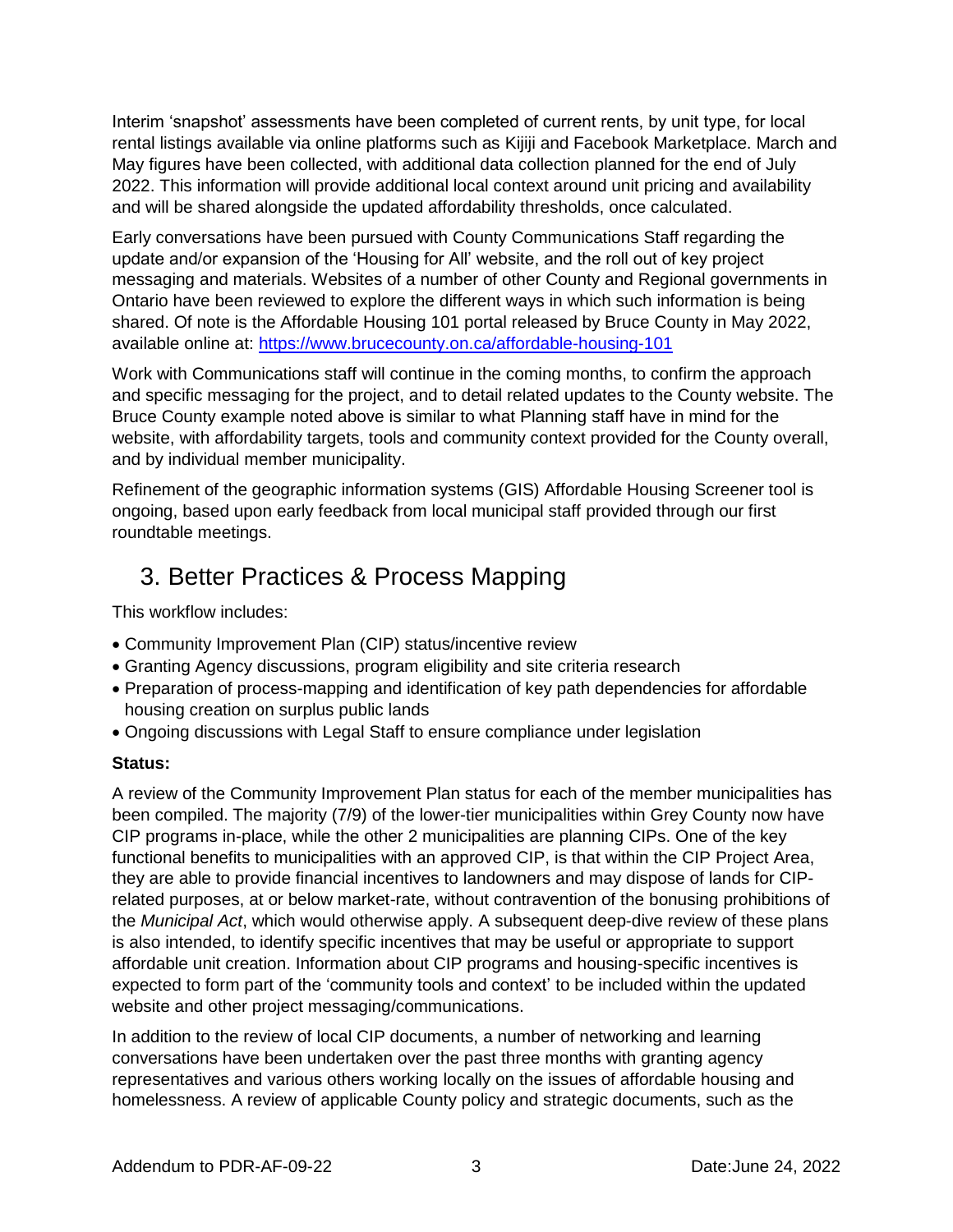Interim 'snapshot' assessments have been completed of current rents, by unit type, for local rental listings available via online platforms such as Kijiji and Facebook Marketplace. March and May figures have been collected, with additional data collection planned for the end of July 2022. This information will provide additional local context around unit pricing and availability and will be shared alongside the updated affordability thresholds, once calculated.

Early conversations have been pursued with County Communications Staff regarding the update and/or expansion of the 'Housing for All' website, and the roll out of key project messaging and materials. Websites of a number of other County and Regional governments in Ontario have been reviewed to explore the different ways in which such information is being shared. Of note is the Affordable Housing 101 portal released by Bruce County in May 2022, available online at: [https://www.brucecounty.on.ca/affordable-housing-101](https://www.brucecounty.on.ca/affordable-housing-101)

Work with Communications staff will continue in the coming months, to confirm the approach and specific messaging for the project, and to detail related updates to the County website. The Bruce County example noted above is similar to what Planning staff have in mind for the website, with affordability targets, tools and community context provided for the County overall, and by individual member municipality.

Refinement of the geographic information systems (GIS) Affordable Housing Screener tool is ongoing, based upon early feedback from local municipal staff provided through our first roundtable meetings.

## 3. Better Practices & Process Mapping

This workflow includes:

- Community Improvement Plan (CIP) status/incentive review
- Granting Agency discussions, program eligibility and site criteria research
- Preparation of process-mapping and identification of key path dependencies for affordable housing creation on surplus public lands
- Ongoing discussions with Legal Staff to ensure compliance under legislation

**Status:**

A review of the Community Improvement Plan status for each of the member municipalities has been compiled. The majority (7/9) of the lower-tier municipalities within Grey County now have CIP programs in-place, while the other 2 municipalities are planning CIPs. One of the key functional benefits to municipalities with an approved CIP, is that within the CIP Project Area, they are able to provide financial incentives to landowners and may dispose of lands for CIP-related purposes, at or below market-rate, without contravention of the bonusing prohibitions of the *Municipal Act*, which would otherwise apply. A subsequent deep-dive review of these plans is also intended, to identify specific incentives that may be useful or appropriate to support affordable unit creation. Information about CIP programs and housing-specific incentives is expected to form part of the 'community tools and context' to be included within the updated website and other project messaging/communications.

In addition to the review of local CIP documents, a number of networking and learning conversations have been undertaken over the past three months with granting agency representatives and various others working locally on the issues of affordable housing and homelessness. A review of applicable County policy and strategic documents, such as the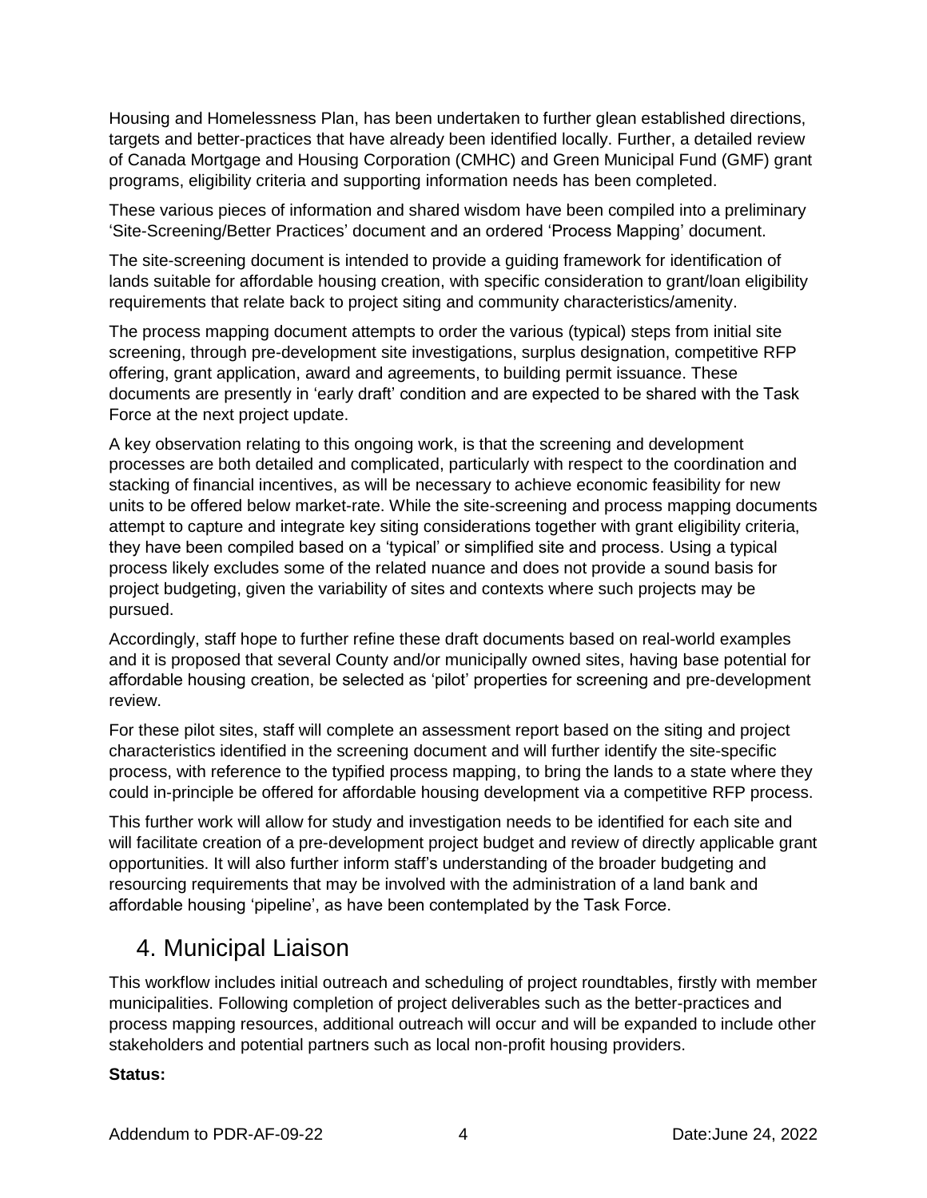Housing and Homelessness Plan, has been undertaken to further glean established directions, targets and better-practices that have already been identified locally. Further, a detailed review of Canada Mortgage and Housing Corporation (CMHC) and Green Municipal Fund (GMF) grant programs, eligibility criteria and supporting information needs has been completed.

These various pieces of information and shared wisdom have been compiled into a preliminary 'Site-Screening/Better Practices' document and an ordered 'Process Mapping' document.

The site-screening document is intended to provide a guiding framework for identification of lands suitable for affordable housing creation, with specific consideration to grant/loan eligibility requirements that relate back to project siting and community characteristics/amenity.

The process mapping document attempts to order the various (typical) steps from initial site screening, through pre-development site investigations, surplus designation, competitive RFP offering, grant application, award and agreements, to building permit issuance. These documents are presently in 'early draft' condition and are expected to be shared with the Task Force at the next project update.

A key observation relating to this ongoing work, is that the screening and development processes are both detailed and complicated, particularly with respect to the coordination and stacking of financial incentives, as will be necessary to achieve economic feasibility for new units to be offered below market-rate. While the site-screening and process mapping documents attempt to capture and integrate key siting considerations together with grant eligibility criteria, they have been compiled based on a 'typical' or simplified site and process. Using a typical process likely excludes some of the related nuance and does not provide a sound basis for project budgeting, given the variability of sites and contexts where such projects may be pursued.

Accordingly, staff hope to further refine these draft documents based on real-world examples and it is proposed that several County and/or municipally owned sites, having base potential for affordable housing creation, be selected as 'pilot' properties for screening and pre-development review.

For these pilot sites, staff will complete an assessment report based on the siting and project characteristics identified in the screening document and will further identify the site-specific process, with reference to the typified process mapping, to bring the lands to a state where they could in-principle be offered for affordable housing development via a competitive RFP process.

This further work will allow for study and investigation needs to be identified for each site and will facilitate creation of a pre-development project budget and review of directly applicable grant opportunities. It will also further inform staff's understanding of the broader budgeting and resourcing requirements that may be involved with the administration of a land bank and affordable housing 'pipeline', as have been contemplated by the Task Force.

## 4. Municipal Liaison

This workflow includes initial outreach and scheduling of project roundtables, firstly with member municipalities. Following completion of project deliverables such as the better-practices and process mapping resources, additional outreach will occur and will be expanded to include other stakeholders and potential partners such as local non-profit housing providers.

**Status:**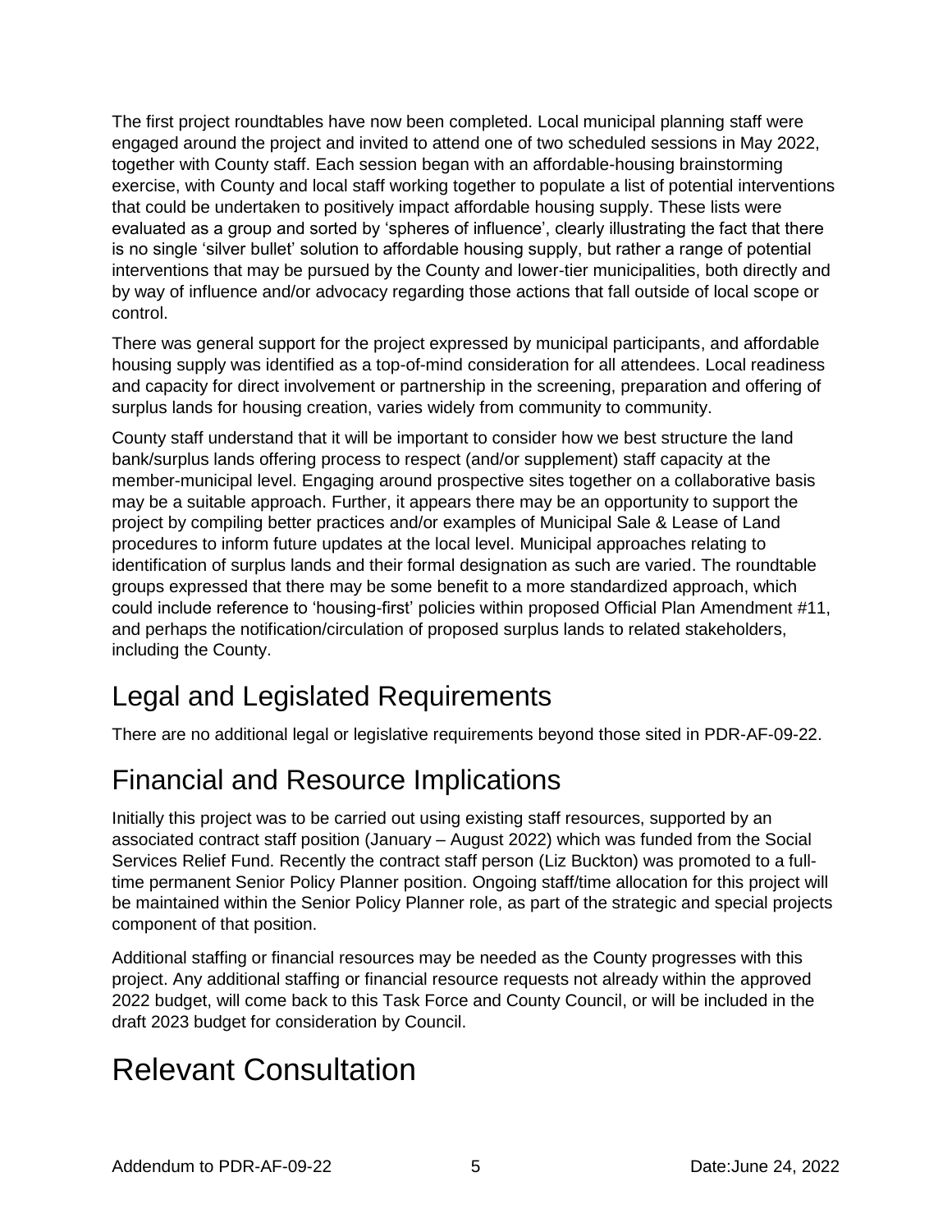The first project roundtables have now been completed. Local municipal planning staff were engaged around the project and invited to attend one of two scheduled sessions in May 2022, together with County staff. Each session began with an affordable-housing brainstorming exercise, with County and local staff working together to populate a list of potential interventions that could be undertaken to positively impact affordable housing supply. These lists were evaluated as a group and sorted by 'spheres of influence', clearly illustrating the fact that there is no single 'silver bullet' solution to affordable housing supply, but rather a range of potential interventions that may be pursued by the County and lower-tier municipalities, both directly and by way of influence and/or advocacy regarding those actions that fall outside of local scope or control.

There was general support for the project expressed by municipal participants, and affordable housing supply was identified as a top-of-mind consideration for all attendees. Local readiness and capacity for direct involvement or partnership in the screening, preparation and offering of surplus lands for housing creation, varies widely from community to community.

County staff understand that it will be important to consider how we best structure the land bank/surplus lands offering process to respect (and/or supplement) staff capacity at the member-municipal level. Engaging around prospective sites together on a collaborative basis may be a suitable approach. Further, it appears there may be an opportunity to support the project by compiling better practices and/or examples of Municipal Sale & Lease of Land procedures to inform future updates at the local level. Municipal approaches relating to identification of surplus lands and their formal designation as such are varied. The roundtable groups expressed that there may be some benefit to a more standardized approach, which could include reference to 'housing-first' policies within proposed Official Plan Amendment #11, and perhaps the notification/circulation of proposed surplus lands to related stakeholders, including the County.

## Legal and Legislated Requirements

There are no additional legal or legislative requirements beyond those sited in PDR-AF-09-22.

## Financial and Resource Implications

Initially this project was to be carried out using existing staff resources, supported by an associated contract staff position (January – August 2022) which was funded from the Social Services Relief Fund. Recently the contract staff person (Liz Buckton) was promoted to a full-time permanent Senior Policy Planner position. Ongoing staff/time allocation for this project will be maintained within the Senior Policy Planner role, as part of the strategic and special projects component of that position.

Additional staffing or financial resources may be needed as the County progresses with this project. Any additional staffing or financial resource requests not already within the approved 2022 budget, will come back to this Task Force and County Council, or will be included in the draft 2023 budget for consideration by Council.

# Relevant Consultation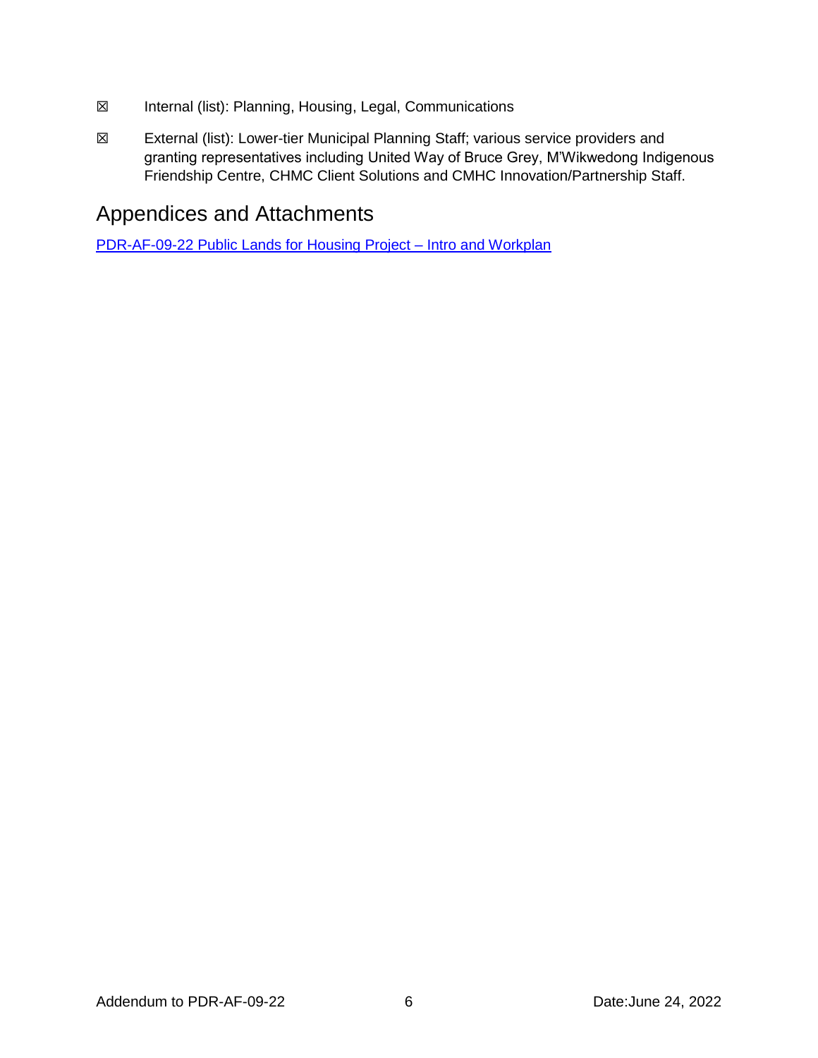☒ Internal (list): Planning, Housing, Legal, Communications

☒ External (list): Lower-tier Municipal Planning Staff; various service providers and granting representatives including United Way of Bruce Grey, M'Wikwedong Indigenous Friendship Centre, CHMC Client Solutions and CMHC Innovation/Partnership Staff.

## Appendices and Attachments

PDR-AF-09-22 Public Lands for Housing Project – Intro and Workplan